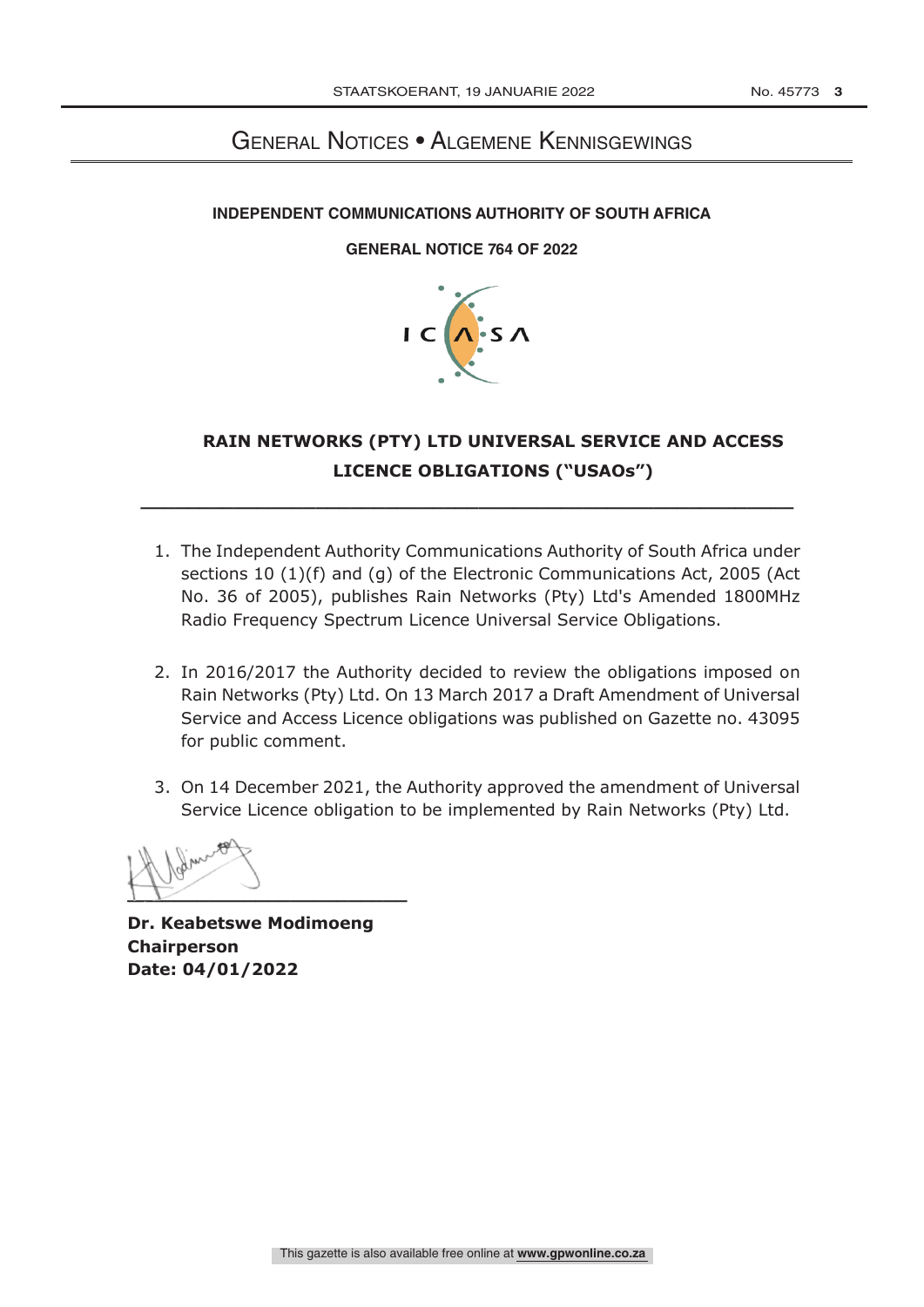# General Notices • Algemene Kennisgewings

**INDEPENDENT COMMUNICATIONS AUTHORITY OF SOUTH AFRICA**

**GENERAL NOTICE 764 OF 2022**

## RAIN NETWORKS (PTY) LTD UNIVERSAL SERVICE AND ACCESS LICENCE OBLIGATIONS ("USAOs")

---

1. The Independent Authority Communications Authority of South Africa under sections 10 (1)(f) and (g) of the Electronic Communications Act, 2005 (Act No. 36 of 2005), publishes Rain Networks (Pty) Ltd's Amended 1800MHz Radio Frequency Spectrum Licence Universal Service Obligations.

2. In 2016/2017 the Authority decided to review the obligations imposed on Rain Networks (Pty) Ltd. On 13 March 2017 a Draft Amendment of Universal Service and Access Licence obligations was published on Gazette no. 43095 for public comment.

3. On 14 December 2021, the Authority approved the amendment of Universal Service Licence obligation to be implemented by Rain Networks (Pty) Ltd.

**Dr. Keabetswe Modimoeng**
**Chairperson**
**Date: 04/01/2022**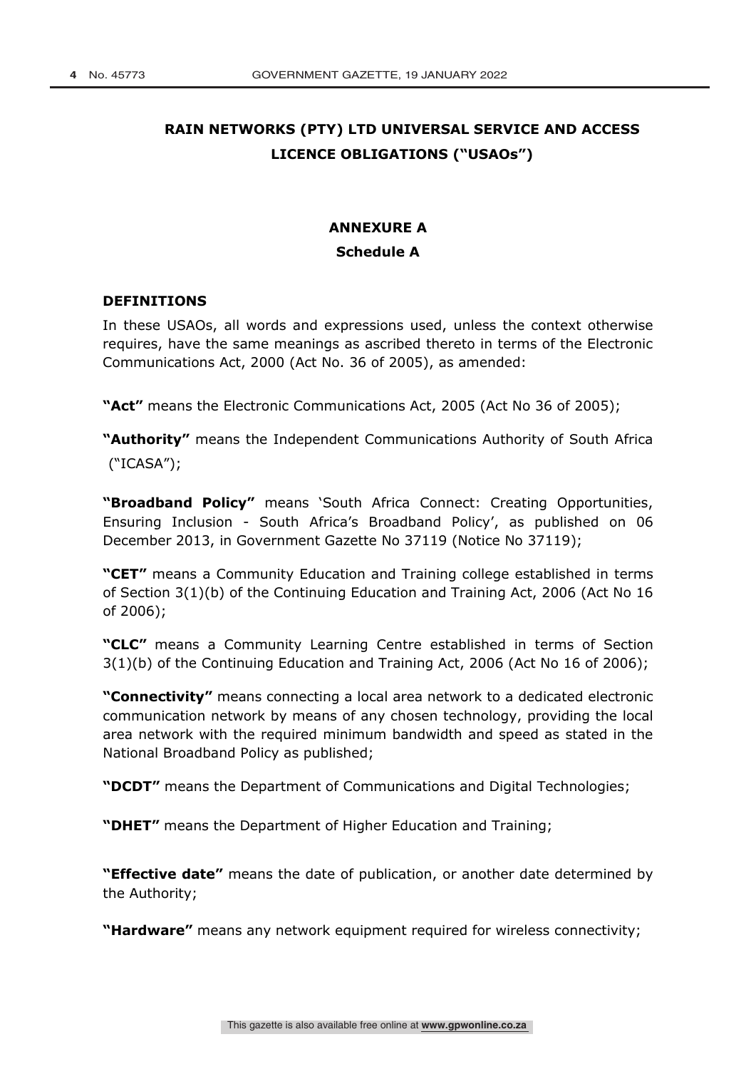# RAIN NETWORKS (PTY) LTD UNIVERSAL SERVICE AND ACCESS LICENCE OBLIGATIONS ("USAOs")

## ANNEXURE A

### Schedule A

**DEFINITIONS**

In these USAOs, all words and expressions used, unless the context otherwise requires, have the same meanings as ascribed thereto in terms of the Electronic Communications Act, 2000 (Act No. 36 of 2005), as amended:

**"Act"** means the Electronic Communications Act, 2005 (Act No 36 of 2005);

**"Authority"** means the Independent Communications Authority of South Africa ("ICASA");

**"Broadband Policy"** means 'South Africa Connect: Creating Opportunities, Ensuring Inclusion - South Africa's Broadband Policy', as published on 06 December 2013, in Government Gazette No 37119 (Notice No 37119);

**"CET"** means a Community Education and Training college established in terms of Section 3(1)(b) of the Continuing Education and Training Act, 2006 (Act No 16 of 2006);

**"CLC"** means a Community Learning Centre established in terms of Section 3(1)(b) of the Continuing Education and Training Act, 2006 (Act No 16 of 2006);

**"Connectivity"** means connecting a local area network to a dedicated electronic communication network by means of any chosen technology, providing the local area network with the required minimum bandwidth and speed as stated in the National Broadband Policy as published;

**"DCDT"** means the Department of Communications and Digital Technologies;

**"DHET"** means the Department of Higher Education and Training;

**"Effective date"** means the date of publication, or another date determined by the Authority;

**"Hardware"** means any network equipment required for wireless connectivity;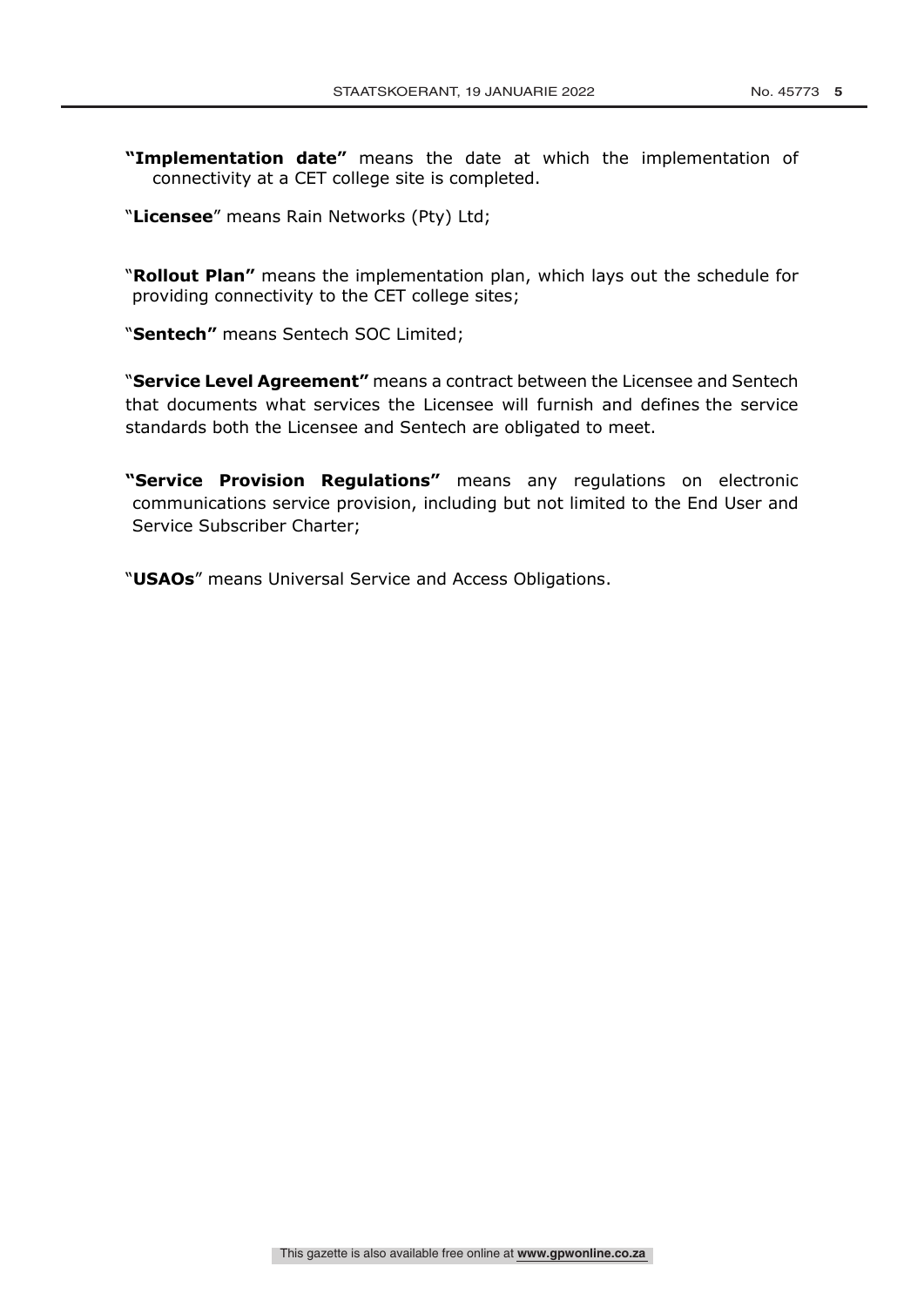**"Implementation date"** means the date at which the implementation of connectivity at a CET college site is completed.

"**Licensee**" means Rain Networks (Pty) Ltd;

"**Rollout Plan"** means the implementation plan, which lays out the schedule for providing connectivity to the CET college sites;

"**Sentech"** means Sentech SOC Limited;

"**Service Level Agreement"** means a contract between the Licensee and Sentech that documents what services the Licensee will furnish and defines the service standards both the Licensee and Sentech are obligated to meet.

**"Service Provision Regulations"** means any regulations on electronic communications service provision, including but not limited to the End User and Service Subscriber Charter;

"**USAOs**" means Universal Service and Access Obligations.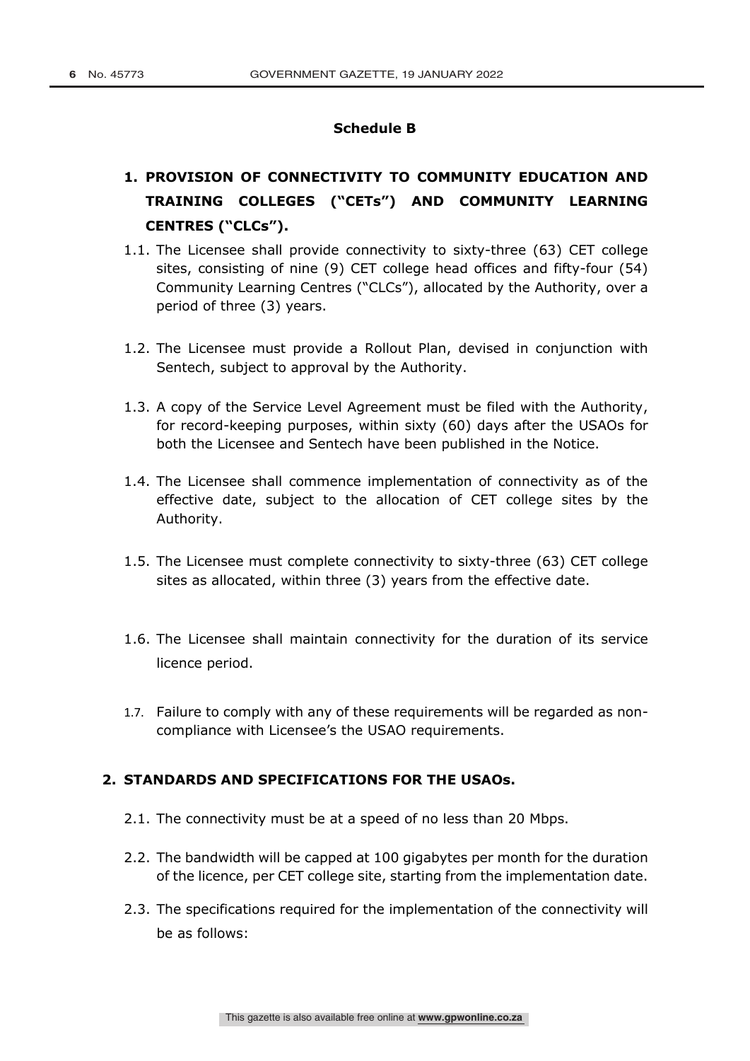## Schedule B

### 1. PROVISION OF CONNECTIVITY TO COMMUNITY EDUCATION AND TRAINING COLLEGES ("CETs") AND COMMUNITY LEARNING CENTRES ("CLCs").

1.1. The Licensee shall provide connectivity to sixty-three (63) CET college sites, consisting of nine (9) CET college head offices and fifty-four (54) Community Learning Centres ("CLCs"), allocated by the Authority, over a period of three (3) years.

1.2. The Licensee must provide a Rollout Plan, devised in conjunction with Sentech, subject to approval by the Authority.

1.3. A copy of the Service Level Agreement must be filed with the Authority, for record-keeping purposes, within sixty (60) days after the USAOs for both the Licensee and Sentech have been published in the Notice.

1.4. The Licensee shall commence implementation of connectivity as of the effective date, subject to the allocation of CET college sites by the Authority.

1.5. The Licensee must complete connectivity to sixty-three (63) CET college sites as allocated, within three (3) years from the effective date.

1.6. The Licensee shall maintain connectivity for the duration of its service licence period.

1.7. Failure to comply with any of these requirements will be regarded as non-compliance with Licensee's the USAO requirements.

### 2. STANDARDS AND SPECIFICATIONS FOR THE USAOs.

2.1. The connectivity must be at a speed of no less than 20 Mbps.

2.2. The bandwidth will be capped at 100 gigabytes per month for the duration of the licence, per CET college site, starting from the implementation date.

2.3. The specifications required for the implementation of the connectivity will be as follows: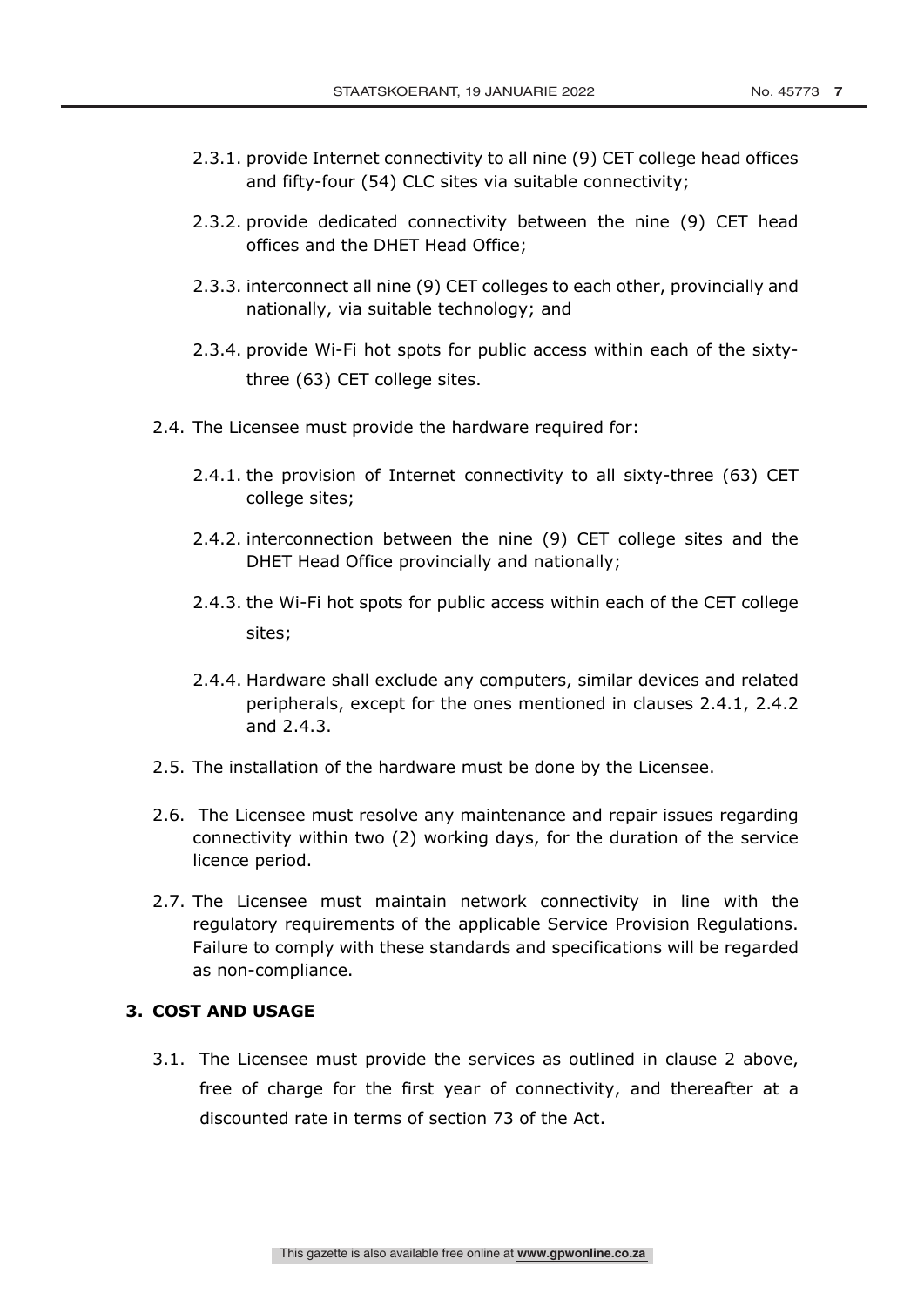2.3.1. provide Internet connectivity to all nine (9) CET college head offices and fifty-four (54) CLC sites via suitable connectivity;

2.3.2. provide dedicated connectivity between the nine (9) CET head offices and the DHET Head Office;

2.3.3. interconnect all nine (9) CET colleges to each other, provincially and nationally, via suitable technology; and

2.3.4. provide Wi-Fi hot spots for public access within each of the sixty-three (63) CET college sites.

2.4. The Licensee must provide the hardware required for:

2.4.1. the provision of Internet connectivity to all sixty-three (63) CET college sites;

2.4.2. interconnection between the nine (9) CET college sites and the DHET Head Office provincially and nationally;

2.4.3. the Wi-Fi hot spots for public access within each of the CET college sites;

2.4.4. Hardware shall exclude any computers, similar devices and related peripherals, except for the ones mentioned in clauses 2.4.1, 2.4.2 and 2.4.3.

2.5. The installation of the hardware must be done by the Licensee.

2.6. The Licensee must resolve any maintenance and repair issues regarding connectivity within two (2) working days, for the duration of the service licence period.

2.7. The Licensee must maintain network connectivity in line with the regulatory requirements of the applicable Service Provision Regulations. Failure to comply with these standards and specifications will be regarded as non-compliance.

## 3. COST AND USAGE

3.1. The Licensee must provide the services as outlined in clause 2 above, free of charge for the first year of connectivity, and thereafter at a discounted rate in terms of section 73 of the Act.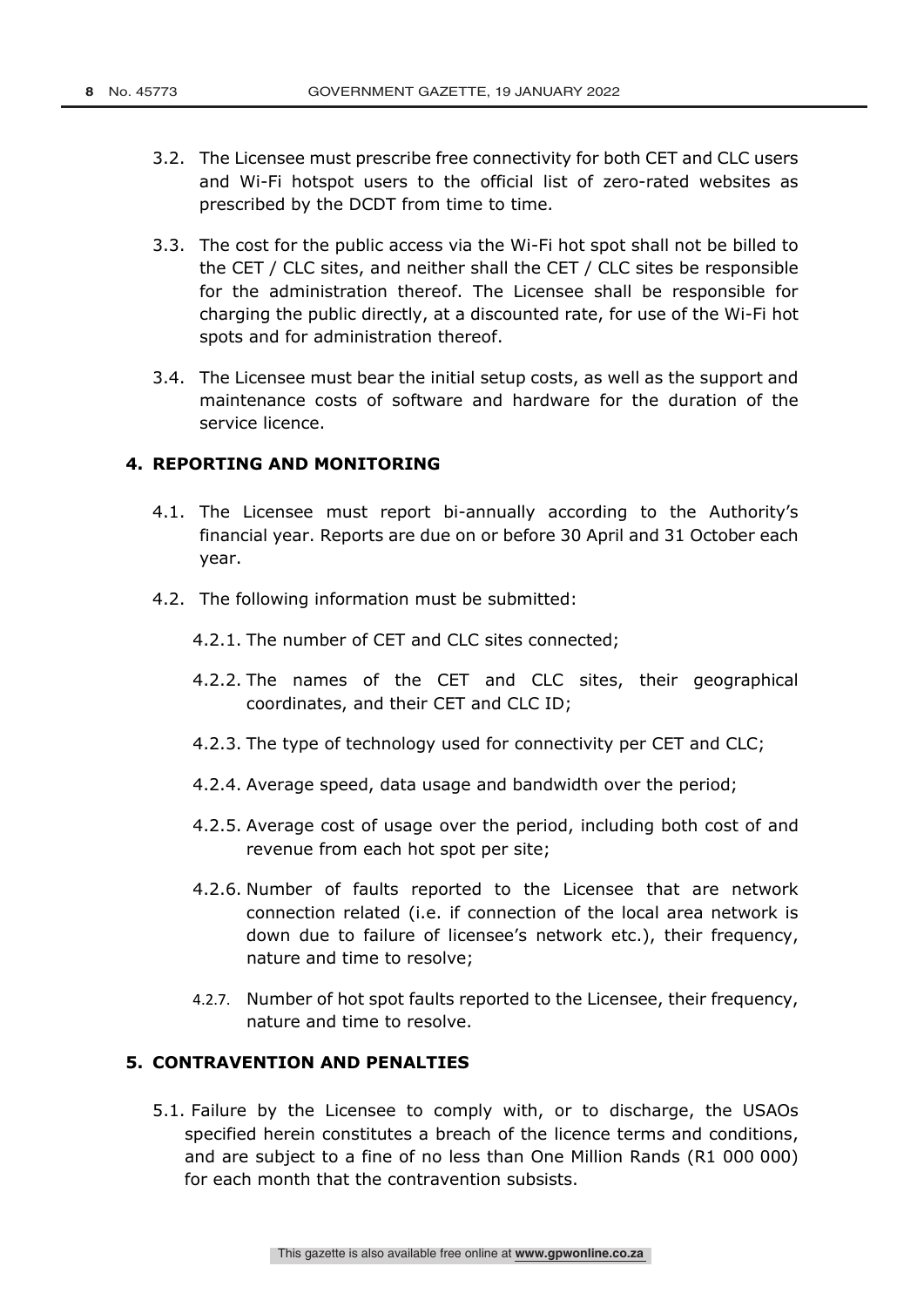3.2. The Licensee must prescribe free connectivity for both CET and CLC users and Wi-Fi hotspot users to the official list of zero-rated websites as prescribed by the DCDT from time to time.

3.3. The cost for the public access via the Wi-Fi hot spot shall not be billed to the CET / CLC sites, and neither shall the CET / CLC sites be responsible for the administration thereof. The Licensee shall be responsible for charging the public directly, at a discounted rate, for use of the Wi-Fi hot spots and for administration thereof.

3.4. The Licensee must bear the initial setup costs, as well as the support and maintenance costs of software and hardware for the duration of the service licence.

## 4. REPORTING AND MONITORING

4.1. The Licensee must report bi-annually according to the Authority's financial year. Reports are due on or before 30 April and 31 October each year.

4.2. The following information must be submitted:

4.2.1. The number of CET and CLC sites connected;

4.2.2. The names of the CET and CLC sites, their geographical coordinates, and their CET and CLC ID;

4.2.3. The type of technology used for connectivity per CET and CLC;

4.2.4. Average speed, data usage and bandwidth over the period;

4.2.5. Average cost of usage over the period, including both cost of and revenue from each hot spot per site;

4.2.6. Number of faults reported to the Licensee that are network connection related (i.e. if connection of the local area network is down due to failure of licensee's network etc.), their frequency, nature and time to resolve;

4.2.7. Number of hot spot faults reported to the Licensee, their frequency, nature and time to resolve.

## 5. CONTRAVENTION AND PENALTIES

5.1. Failure by the Licensee to comply with, or to discharge, the USAOs specified herein constitutes a breach of the licence terms and conditions, and are subject to a fine of no less than One Million Rands (R1 000 000) for each month that the contravention subsists.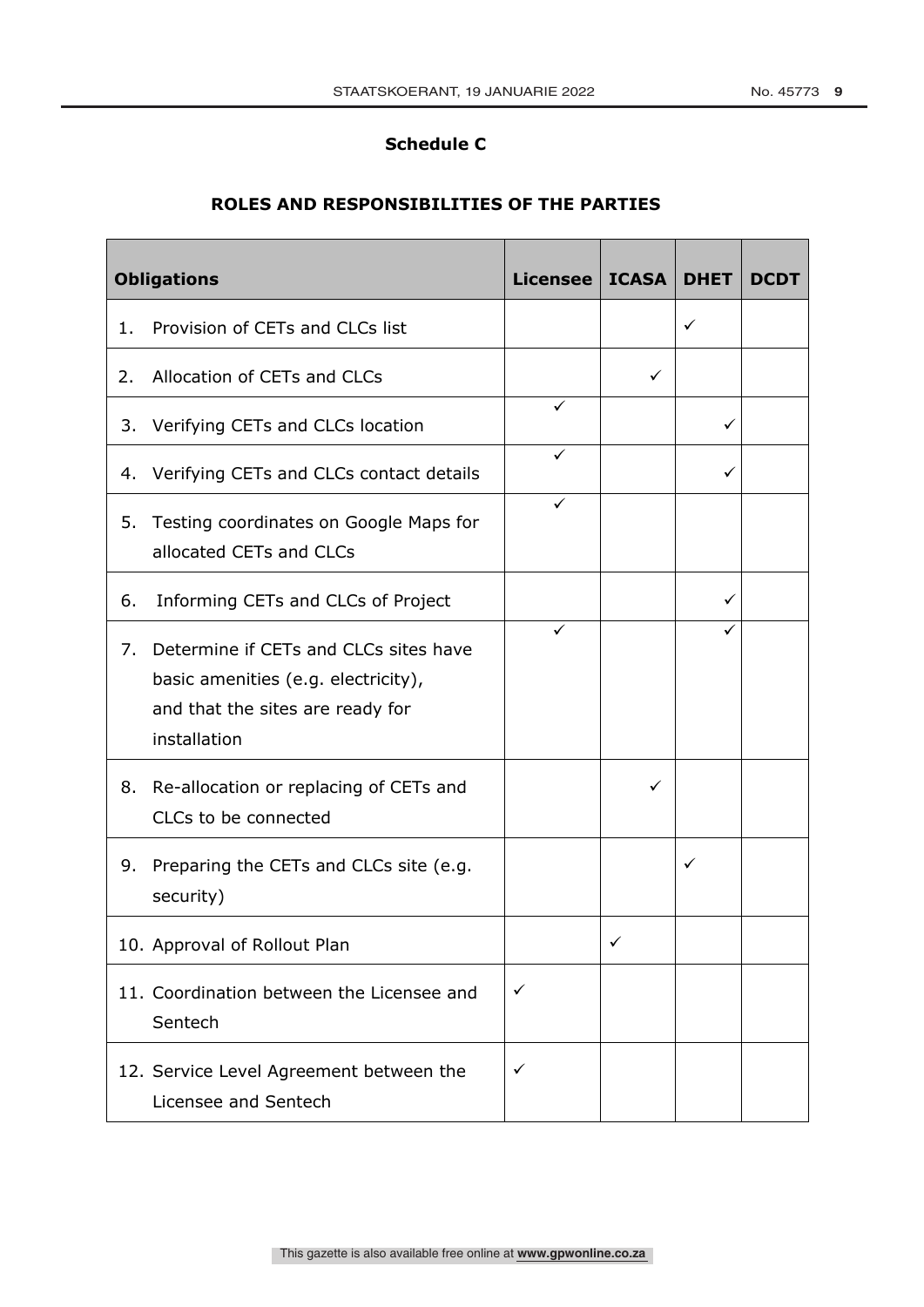## Schedule C

### ROLES AND RESPONSIBILITIES OF THE PARTIES

| Obligations | Licensee | ICASA | DHET | DCDT |
|---|---|---|---|---|
| 1. Provision of CETs and CLCs list | | | ✓ | |
| 2. Allocation of CETs and CLCs | | ✓ | | |
| 3. Verifying CETs and CLCs location | ✓ | | ✓ | |
| 4. Verifying CETs and CLCs contact details | ✓ | | ✓ | |
| 5. Testing coordinates on Google Maps for allocated CETs and CLCs | ✓ | | | |
| 6. Informing CETs and CLCs of Project | | | ✓ | |
| 7. Determine if CETs and CLCs sites have basic amenities (e.g. electricity), and that the sites are ready for installation | ✓ | | ✓ | |
| 8. Re-allocation or replacing of CETs and CLCs to be connected | | ✓ | | |
| 9. Preparing the CETs and CLCs site (e.g. security) | | | ✓ | |
| 10. Approval of Rollout Plan | | ✓ | | |
| 11. Coordination between the Licensee and Sentech | ✓ | | | |
| 12. Service Level Agreement between the Licensee and Sentech | ✓ | | | |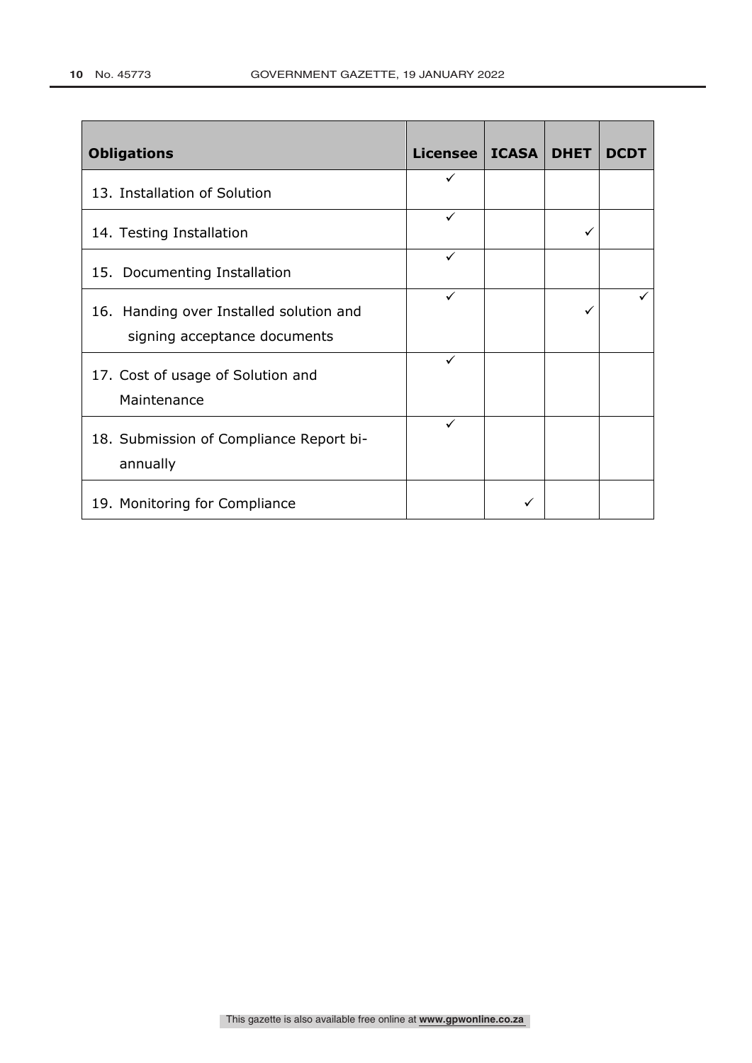| Obligations | Licensee | ICASA | DHET | DCDT |
|---|---|---|---|---|
| 13. Installation of Solution | ✓ | | | |
| 14. Testing Installation | ✓ | | ✓ | |
| 15. Documenting Installation | ✓ | | | |
| 16. Handing over Installed solution and signing acceptance documents | ✓ | | ✓ | ✓ |
| 17. Cost of usage of Solution and Maintenance | ✓ | | | |
| 18. Submission of Compliance Report bi-annually | ✓ | | | |
| 19. Monitoring for Compliance | | ✓ | | |